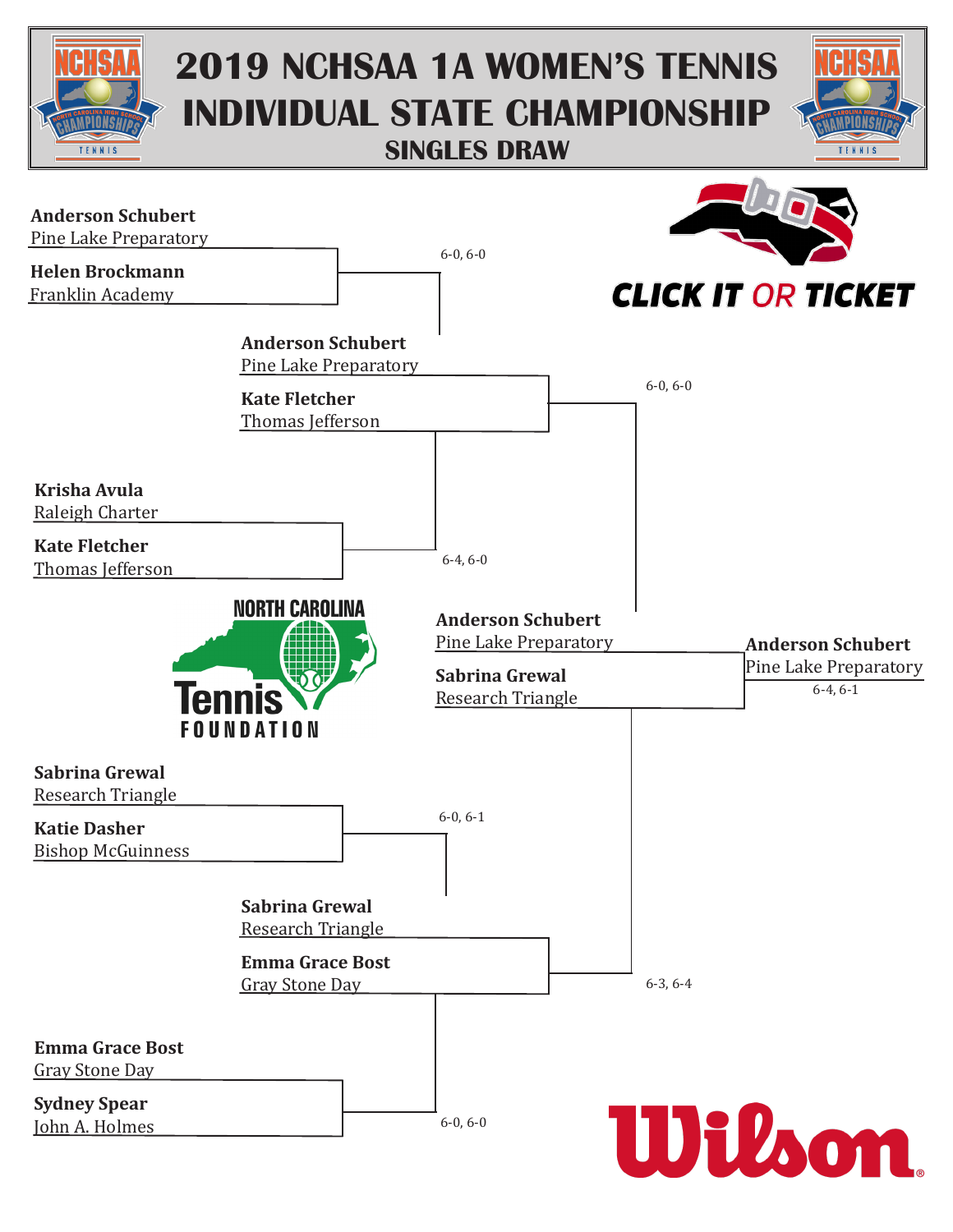# 2019 NCHSAA 1A WOMEN'S TENNIS INDIVIDUAL STATE CHAMPIONSHIP

## SINGLES DRAW

CLICK IT OR TICKET

### First Round

**Anderson Schubert**
Pine Lake Preparatory

**Helen Brockmann**
Franklin Academy

6-0, 6-0

**Krisha Avula**
Raleigh Charter

**Kate Fletcher**
Thomas Jefferson

6-4, 6-0

**Sabrina Grewal**
Research Triangle

**Katie Dasher**
Bishop McGuinness

6-0, 6-1

**Emma Grace Bost**
Gray Stone Day

**Sydney Spear**
John A. Holmes

6-0, 6-0

### Semifinals

**Anderson Schubert**
Pine Lake Preparatory

**Kate Fletcher**
Thomas Jefferson

6-0, 6-0

**Sabrina Grewal**
Research Triangle

**Emma Grace Bost**
Gray Stone Day

6-3, 6-4

### Final

**Anderson Schubert**
Pine Lake Preparatory

**Sabrina Grewal**
Research Triangle

### Champion

**Anderson Schubert**
Pine Lake Preparatory

6-4, 6-1

NORTH CAROLINA Tennis FOUNDATION

Wilson®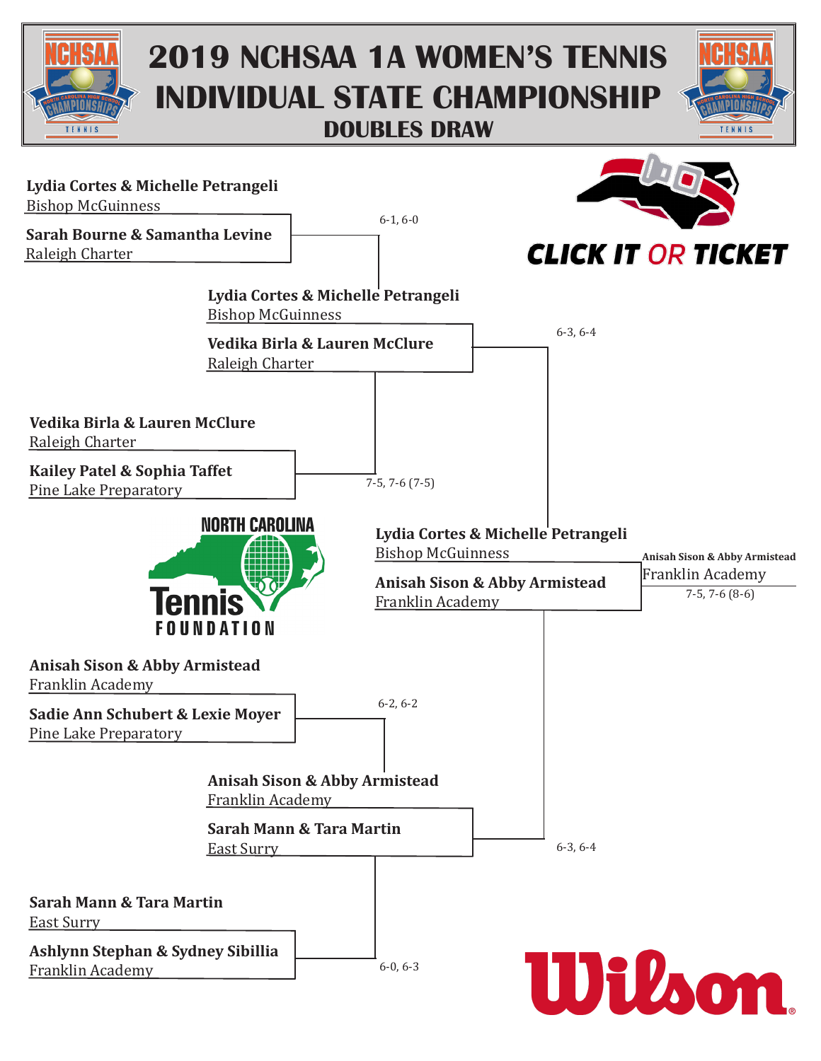# 2019 NCHSAA 1A WOMEN'S TENNIS INDIVIDUAL STATE CHAMPIONSHIP

## DOUBLES DRAW

**Lydia Cortes & Michelle Petrangeli**
Bishop McGuinness

**Sarah Bourne & Samantha Levine**
Raleigh Charter

6-1, 6-0

**Lydia Cortes & Michelle Petrangeli**
Bishop McGuinness

**Vedika Birla & Lauren McClure**
Raleigh Charter

6-3, 6-4

**Vedika Birla & Lauren McClure**
Raleigh Charter

**Kailey Patel & Sophia Taffet**
Pine Lake Preparatory

7-5, 7-6 (7-5)

**Lydia Cortes & Michelle Petrangeli**
Bishop McGuinness

**Anisah Sison & Abby Armistead**
Franklin Academy

**Anisah Sison & Abby Armistead**
Franklin Academy

7-5, 7-6 (8-6)

**Anisah Sison & Abby Armistead**
Franklin Academy

**Sadie Ann Schubert & Lexie Moyer**
Pine Lake Preparatory

6-2, 6-2

**Anisah Sison & Abby Armistead**
Franklin Academy

**Sarah Mann & Tara Martin**
East Surry

6-3, 6-4

**Sarah Mann & Tara Martin**
East Surry

**Ashlynn Stephan & Sydney Sibillia**
Franklin Academy

6-0, 6-3

CLICK IT OR TICKET

NORTH CAROLINA Tennis FOUNDATION

Wilson